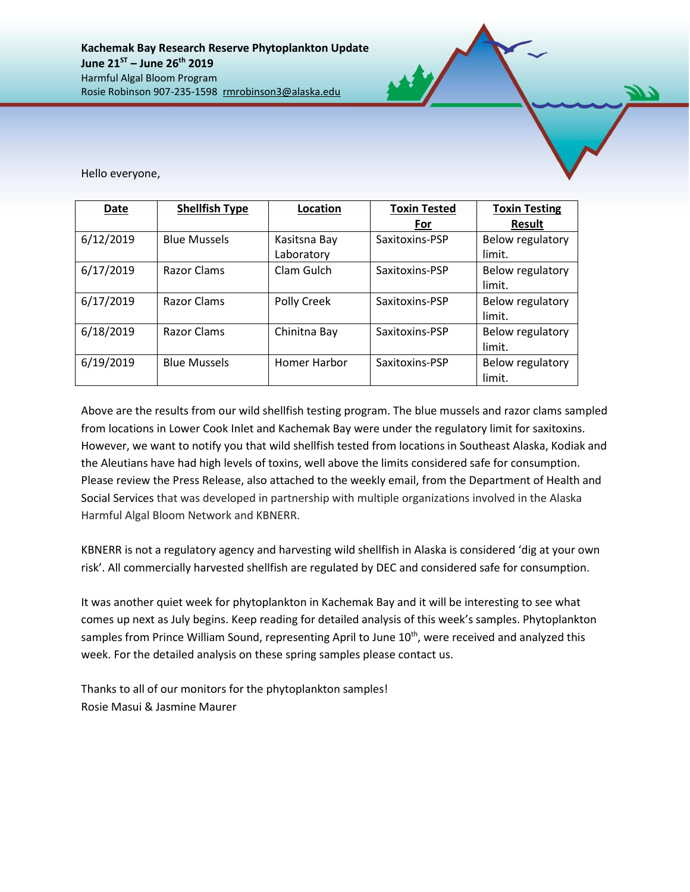**Kachemak Bay Research Reserve Phytoplankton Update**
**June 21ST – June 26th 2019**
Harmful Algal Bloom Program
Rosie Robinson 907-235-1598 rmrobinson3@alaska.edu

Hello everyone,

| Date | Shellfish Type | Location | Toxin Tested For | Toxin Testing Result |
|---|---|---|---|---|
| 6/12/2019 | Blue Mussels | Kasitsna Bay Laboratory | Saxitoxins-PSP | Below regulatory limit. |
| 6/17/2019 | Razor Clams | Clam Gulch | Saxitoxins-PSP | Below regulatory limit. |
| 6/17/2019 | Razor Clams | Polly Creek | Saxitoxins-PSP | Below regulatory limit. |
| 6/18/2019 | Razor Clams | Chinitna Bay | Saxitoxins-PSP | Below regulatory limit. |
| 6/19/2019 | Blue Mussels | Homer Harbor | Saxitoxins-PSP | Below regulatory limit. |

Above are the results from our wild shellfish testing program. The blue mussels and razor clams sampled from locations in Lower Cook Inlet and Kachemak Bay were under the regulatory limit for saxitoxins. However, we want to notify you that wild shellfish tested from locations in Southeast Alaska, Kodiak and the Aleutians have had high levels of toxins, well above the limits considered safe for consumption. Please review the Press Release, also attached to the weekly email, from the Department of Health and Social Services that was developed in partnership with multiple organizations involved in the Alaska Harmful Algal Bloom Network and KBNERR.

KBNERR is not a regulatory agency and harvesting wild shellfish in Alaska is considered 'dig at your own risk'. All commercially harvested shellfish are regulated by DEC and considered safe for consumption.

It was another quiet week for phytoplankton in Kachemak Bay and it will be interesting to see what comes up next as July begins. Keep reading for detailed analysis of this week's samples. Phytoplankton samples from Prince William Sound, representing April to June 10th, were received and analyzed this week. For the detailed analysis on these spring samples please contact us.

Thanks to all of our monitors for the phytoplankton samples!
Rosie Masui & Jasmine Maurer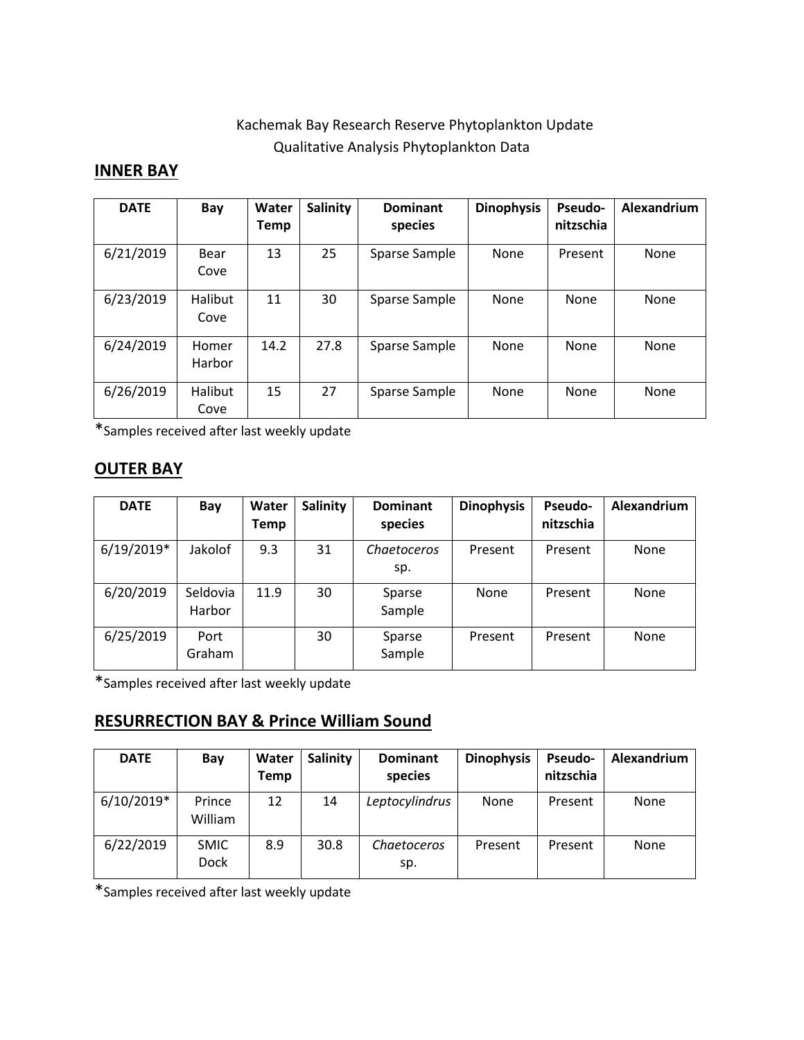Kachemak Bay Research Reserve Phytoplankton Update
Qualitative Analysis Phytoplankton Data

## INNER BAY

| DATE | Bay | Water Temp | Salinity | Dominant species | Dinophysis | Pseudo-nitzschia | Alexandrium |
|---|---|---|---|---|---|---|---|
| 6/21/2019 | Bear Cove | 13 | 25 | Sparse Sample | None | Present | None |
| 6/23/2019 | Halibut Cove | 11 | 30 | Sparse Sample | None | None | None |
| 6/24/2019 | Homer Harbor | 14.2 | 27.8 | Sparse Sample | None | None | None |
| 6/26/2019 | Halibut Cove | 15 | 27 | Sparse Sample | None | None | None |

*Samples received after last weekly update

## OUTER BAY

| DATE | Bay | Water Temp | Salinity | Dominant species | Dinophysis | Pseudo-nitzschia | Alexandrium |
|---|---|---|---|---|---|---|---|
| 6/19/2019* | Jakolof | 9.3 | 31 | *Chaetoceros* sp. | Present | Present | None |
| 6/20/2019 | Seldovia Harbor | 11.9 | 30 | Sparse Sample | None | Present | None |
| 6/25/2019 | Port Graham | | 30 | Sparse Sample | Present | Present | None |

*Samples received after last weekly update

## RESURRECTION BAY & Prince William Sound

| DATE | Bay | Water Temp | Salinity | Dominant species | Dinophysis | Pseudo-nitzschia | Alexandrium |
|---|---|---|---|---|---|---|---|
| 6/10/2019* | Prince William | 12 | 14 | *Leptocylindrus* | None | Present | None |
| 6/22/2019 | SMIC Dock | 8.9 | 30.8 | *Chaetoceros* sp. | Present | Present | None |

*Samples received after last weekly update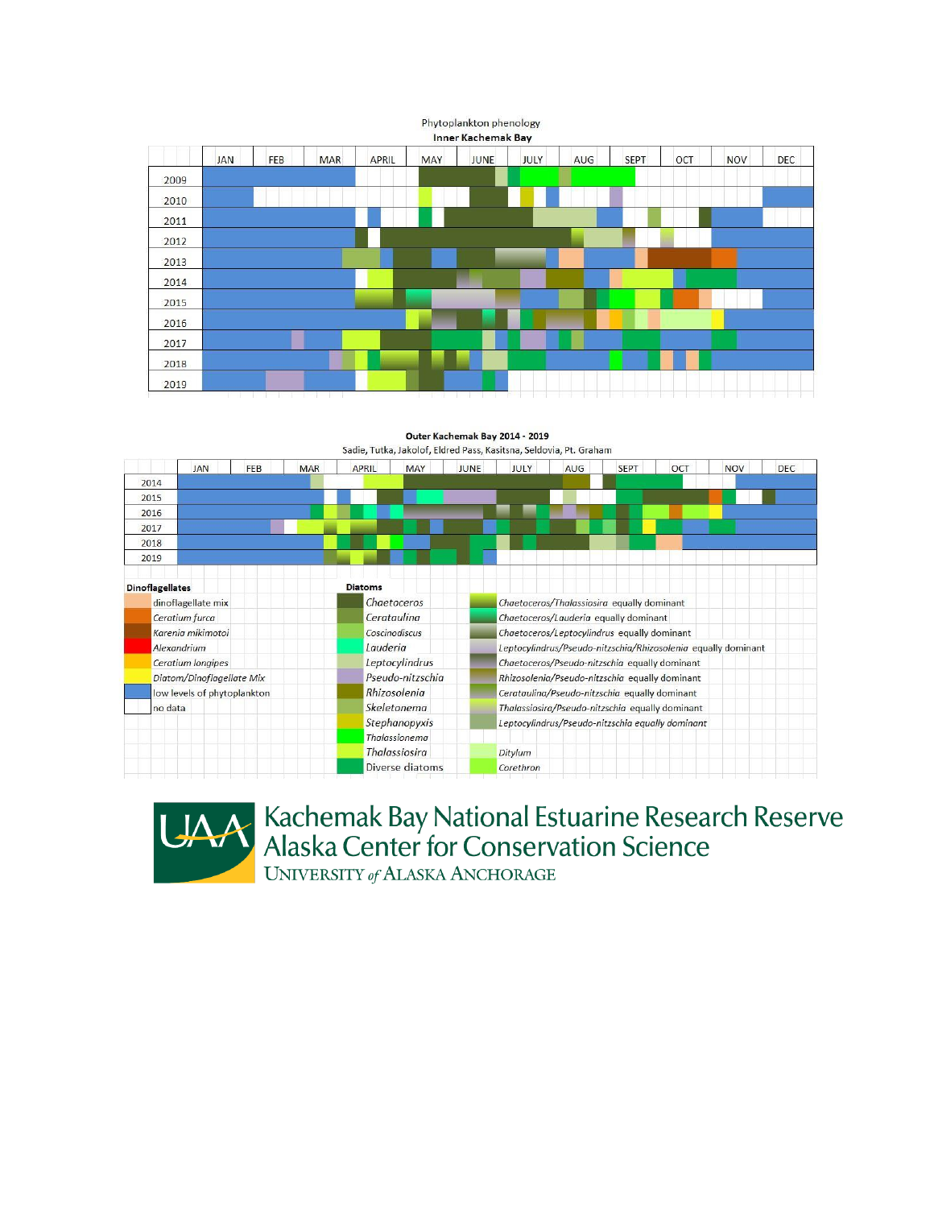Phytoplankton phenology

Inner Kachemak Bay

JAN FEB MAR APRIL MAY JUNE JULY AUG SEPT OCT NOV DEC

2009
2010
2011
2012
2013
2014
2015
2016
2017
2018
2019

Outer Kachemak Bay 2014 - 2019

Sadie, Tutka, Jakolof, Eldred Pass, Kasitsna, Seldovia, Pt. Graham

JAN FEB MAR APRIL MAY JUNE JULY AUG SEPT OCT NOV DEC

2014
2015
2016
2017
2018
2019

**Dinoflagellates**

dinoflagellate mix
*Ceratium furca*
*Karenia mikimotoi*
*Alexandrium*
*Ceratium longipes*
*Diatom/Dinoflagellate Mix*
low levels of phytoplankton
no data

**Diatoms**

*Chaetoceros*
*Cerataulina*
*Coscinodiscus*
*Lauderia*
*Leptocylindrus*
*Pseudo-nitzschia*
*Rhizosolenia*
*Skeletonema*
*Stephanopyxis*
*Thalassionema*
*Thalassiosira*
Diverse diatoms

*Chaetoceros/Thalassiosira* equally dominant
*Chaetoceros/Lauderia* equally dominant
*Chaetoceros/Leptocylindrus* equally dominant
*Leptocylindrus/Pseudo-nitzschia/Rhizosolenia* equally dominant
*Chaetoceros/Pseudo-nitzschia* equally dominant
*Rhizosolenia/Pseudo-nitzschia* equally dominant
*Cerataulina/Pseudo-nitzschia* equally dominant
*Thalassiosira/Pseudo-nitzschia* equally dominant
*Leptocylindrus/Pseudo-nitzschia equally dominant*

*Ditylum*
*Corethron*

UAA Kachemak Bay National Estuarine Research Reserve
Alaska Center for Conservation Science
UNIVERSITY of ALASKA ANCHORAGE